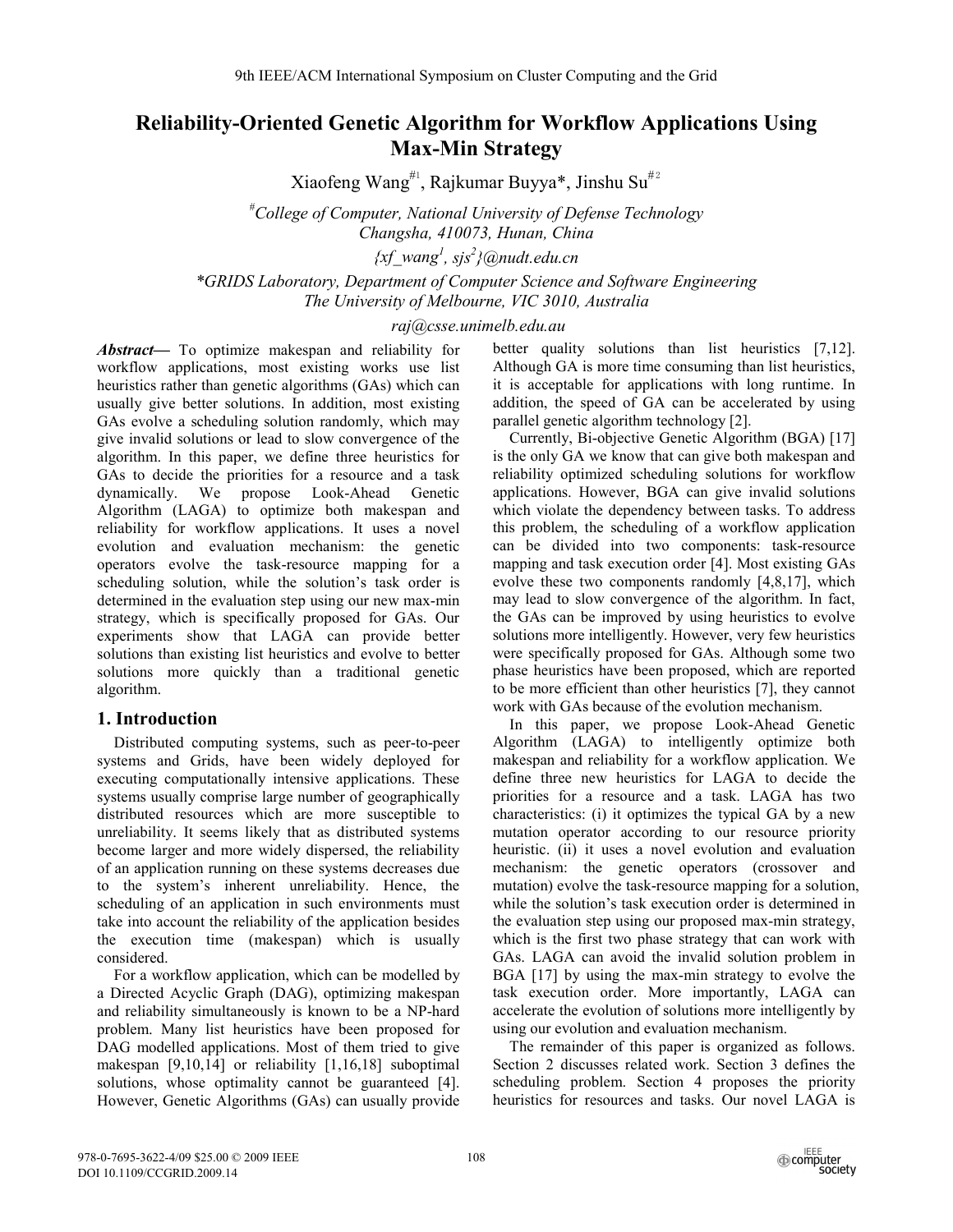# Reliability-Oriented Genetic Algorithm for Workflow Applications Using Max-Min Strategy

Xiaofeng Wang[#1], Rajkumar Buyya*, Jinshu Su[#2]

[#]*College of Computer, National University of Defense Technology*
*Changsha, 410073, Hunan, China*
*{xf_wang[1], sjs[2]}@nudt.edu.cn*

*\*GRIDS Laboratory, Department of Computer Science and Software Engineering*
*The University of Melbourne, VIC 3010, Australia*
*raj@csse.unimelb.edu.au*

***Abstract*****—** To optimize makespan and reliability for workflow applications, most existing works use list heuristics rather than genetic algorithms (GAs) which can usually give better solutions. In addition, most existing GAs evolve a scheduling solution randomly, which may give invalid solutions or lead to slow convergence of the algorithm. In this paper, we define three heuristics for GAs to decide the priorities for a resource and a task dynamically. We propose Look-Ahead Genetic Algorithm (LAGA) to optimize both makespan and reliability for workflow applications. It uses a novel evolution and evaluation mechanism: the genetic operators evolve the task-resource mapping for a scheduling solution, while the solution's task order is determined in the evaluation step using our new max-min strategy, which is specifically proposed for GAs. Our experiments show that LAGA can provide better solutions than existing list heuristics and evolve to better solutions more quickly than a traditional genetic algorithm.

## 1. Introduction

Distributed computing systems, such as peer-to-peer systems and Grids, have been widely deployed for executing computationally intensive applications. These systems usually comprise large number of geographically distributed resources which are more susceptible to unreliability. It seems likely that as distributed systems become larger and more widely dispersed, the reliability of an application running on these systems decreases due to the system's inherent unreliability. Hence, the scheduling of an application in such environments must take into account the reliability of the application besides the execution time (makespan) which is usually considered.

For a workflow application, which can be modelled by a Directed Acyclic Graph (DAG), optimizing makespan and reliability simultaneously is known to be a NP-hard problem. Many list heuristics have been proposed for DAG modelled applications. Most of them tried to give makespan [9,10,14] or reliability [1,16,18] suboptimal solutions, whose optimality cannot be guaranteed [4]. However, Genetic Algorithms (GAs) can usually provide better quality solutions than list heuristics [7,12]. Although GA is more time consuming than list heuristics, it is acceptable for applications with long runtime. In addition, the speed of GA can be accelerated by using parallel genetic algorithm technology [2].

Currently, Bi-objective Genetic Algorithm (BGA) [17] is the only GA we know that can give both makespan and reliability optimized scheduling solutions for workflow applications. However, BGA can give invalid solutions which violate the dependency between tasks. To address this problem, the scheduling of a workflow application can be divided into two components: task-resource mapping and task execution order [4]. Most existing GAs evolve these two components randomly [4,8,17], which may lead to slow convergence of the algorithm. In fact, the GAs can be improved by using heuristics to evolve solutions more intelligently. However, very few heuristics were specifically proposed for GAs. Although some two phase heuristics have been proposed, which are reported to be more efficient than other heuristics [7], they cannot work with GAs because of the evolution mechanism.

In this paper, we propose Look-Ahead Genetic Algorithm (LAGA) to intelligently optimize both makespan and reliability for a workflow application. We define three new heuristics for LAGA to decide the priorities for a resource and a task. LAGA has two characteristics: (i) it optimizes the typical GA by a new mutation operator according to our resource priority heuristic. (ii) it uses a novel evolution and evaluation mechanism: the genetic operators (crossover and mutation) evolve the task-resource mapping for a solution, while the solution's task execution order is determined in the evaluation step using our proposed max-min strategy, which is the first two phase strategy that can work with GAs. LAGA can avoid the invalid solution problem in BGA [17] by using the max-min strategy to evolve the task execution order. More importantly, LAGA can accelerate the evolution of solutions more intelligently by using our evolution and evaluation mechanism.

The remainder of this paper is organized as follows. Section 2 discusses related work. Section 3 defines the scheduling problem. Section 4 proposes the priority heuristics for resources and tasks. Our novel LAGA is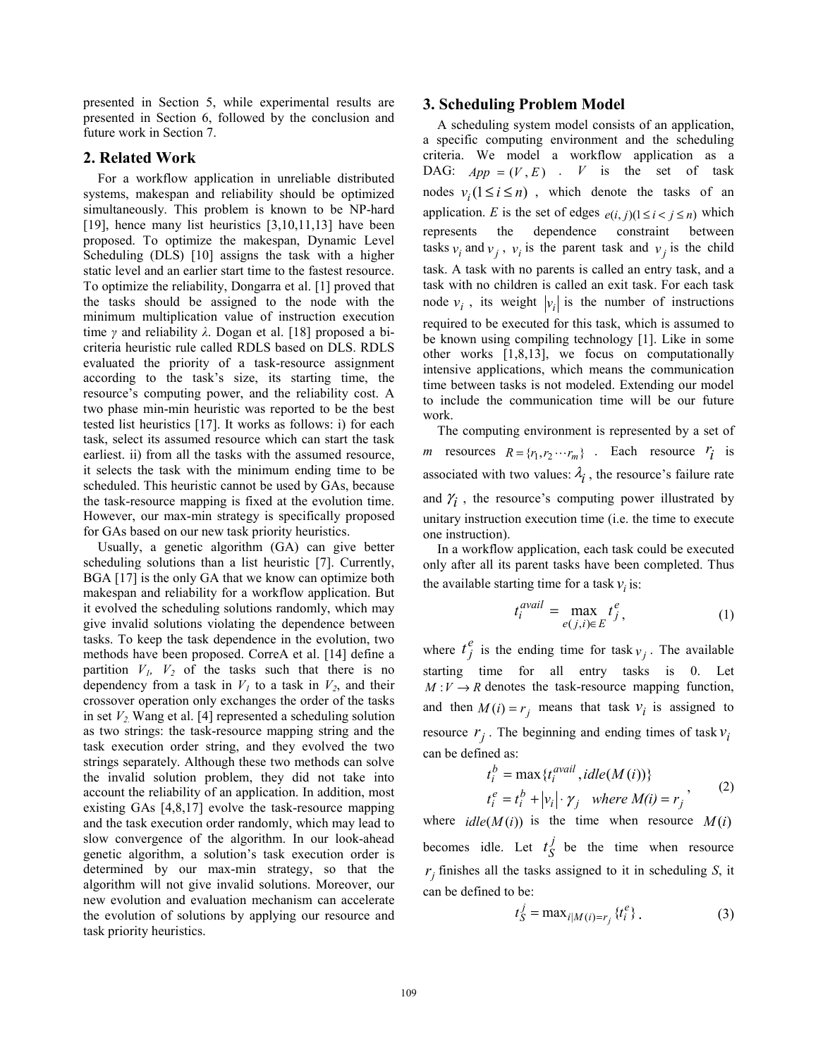presented in Section 5, while experimental results are presented in Section 6, followed by the conclusion and future work in Section 7.

## 2. Related Work

For a workflow application in unreliable distributed systems, makespan and reliability should be optimized simultaneously. This problem is known to be NP-hard [19], hence many list heuristics [3,10,11,13] have been proposed. To optimize the makespan, Dynamic Level Scheduling (DLS) [10] assigns the task with a higher static level and an earlier start time to the fastest resource. To optimize the reliability, Dongarra et al. [1] proved that the tasks should be assigned to the node with the minimum multiplication value of instruction execution time *γ* and reliability *λ*. Dogan et al. [18] proposed a bi-criteria heuristic rule called RDLS based on DLS. RDLS evaluated the priority of a task-resource assignment according to the task's size, its starting time, the resource's computing power, and the reliability cost. A two phase min-min heuristic was reported to be the best tested list heuristics [17]. It works as follows: i) for each task, select its assumed resource which can start the task earliest. ii) from all the tasks with the assumed resource, it selects the task with the minimum ending time to be scheduled. This heuristic cannot be used by GAs, because the task-resource mapping is fixed at the evolution time. However, our max-min strategy is specifically proposed for GAs based on our new task priority heuristics.

Usually, a genetic algorithm (GA) can give better scheduling solutions than a list heuristic [7]. Currently, BGA [17] is the only GA that we know can optimize both makespan and reliability for a workflow application. But it evolved the scheduling solutions randomly, which may give invalid solutions violating the dependence between tasks. To keep the task dependence in the evolution, two methods have been proposed. CorreA et al. [14] define a partition $V_1$, $V_2$ of the tasks such that there is no dependency from a task in $V_1$ to a task in $V_2$, and their crossover operation only exchanges the order of the tasks in set $V_2$. Wang et al. [4] represented a scheduling solution as two strings: the task-resource mapping string and the task execution order string, and they evolved the two strings separately. Although these two methods can solve the invalid solution problem, they did not take into account the reliability of an application. In addition, most existing GAs [4,8,17] evolve the task-resource mapping and the task execution order randomly, which may lead to slow convergence of the algorithm. In our look-ahead genetic algorithm, a solution's task execution order is determined by our max-min strategy, so that the algorithm will not give invalid solutions. Moreover, our new evolution and evaluation mechanism can accelerate the evolution of solutions by applying our resource and task priority heuristics.

## 3. Scheduling Problem Model

A scheduling system model consists of an application, a specific computing environment and the scheduling criteria. We model a workflow application as a DAG: $App = (V, E)$. $V$ is the set of task nodes $v_i (1 \le i \le n)$, which denote the tasks of an application. $E$ is the set of edges $e(i, j)(1 \le i < j \le n)$ which represents the dependence constraint between tasks $v_i$ and $v_j$, $v_i$ is the parent task and $v_j$ is the child task. A task with no parents is called an entry task, and a task with no children is called an exit task. For each task node $v_i$, its weight $|v_i|$ is the number of instructions required to be executed for this task, which is assumed to be known using compiling technology [1]. Like in some other works [1,8,13], we focus on computationally intensive applications, which means the communication time between tasks is not modeled. Extending our model to include the communication time will be our future work.

The computing environment is represented by a set of $m$ resources $R = \{r_1, r_2 \cdots r_m\}$. Each resource $r_i$ is associated with two values: $\lambda_i$, the resource's failure rate and $\gamma_i$, the resource's computing power illustrated by unitary instruction execution time (i.e. the time to execute one instruction).

In a workflow application, each task could be executed only after all its parent tasks have been completed. Thus the available starting time for a task $v_i$ is:

$$t_i^{avail} = \max_{e(j,i) \in E} t_j^e, \tag{1}$$

where $t_j^e$ is the ending time for task $v_j$. The available starting time for all entry tasks is 0. Let $M : V \to R$ denotes the task-resource mapping function, and then $M(i) = r_j$ means that task $v_i$ is assigned to resource $r_j$. The beginning and ending times of task $v_i$ can be defined as:

$$\begin{aligned} t_i^b &= \max\{t_i^{avail}, idle(M(i))\} \\ t_i^e &= t_i^b + |v_i| \cdot \gamma_j \quad where\ M(i) = r_j \end{aligned}, \tag{2}$$

where $idle(M(i))$ is the time when resource $M(i)$ becomes idle. Let $t_S^j$ be the time when resource $r_j$ finishes all the tasks assigned to it in scheduling $S$, it can be defined to be:

$$t_S^j = \max_{i | M(i) = r_j} \{t_i^e\}. \tag{3}$$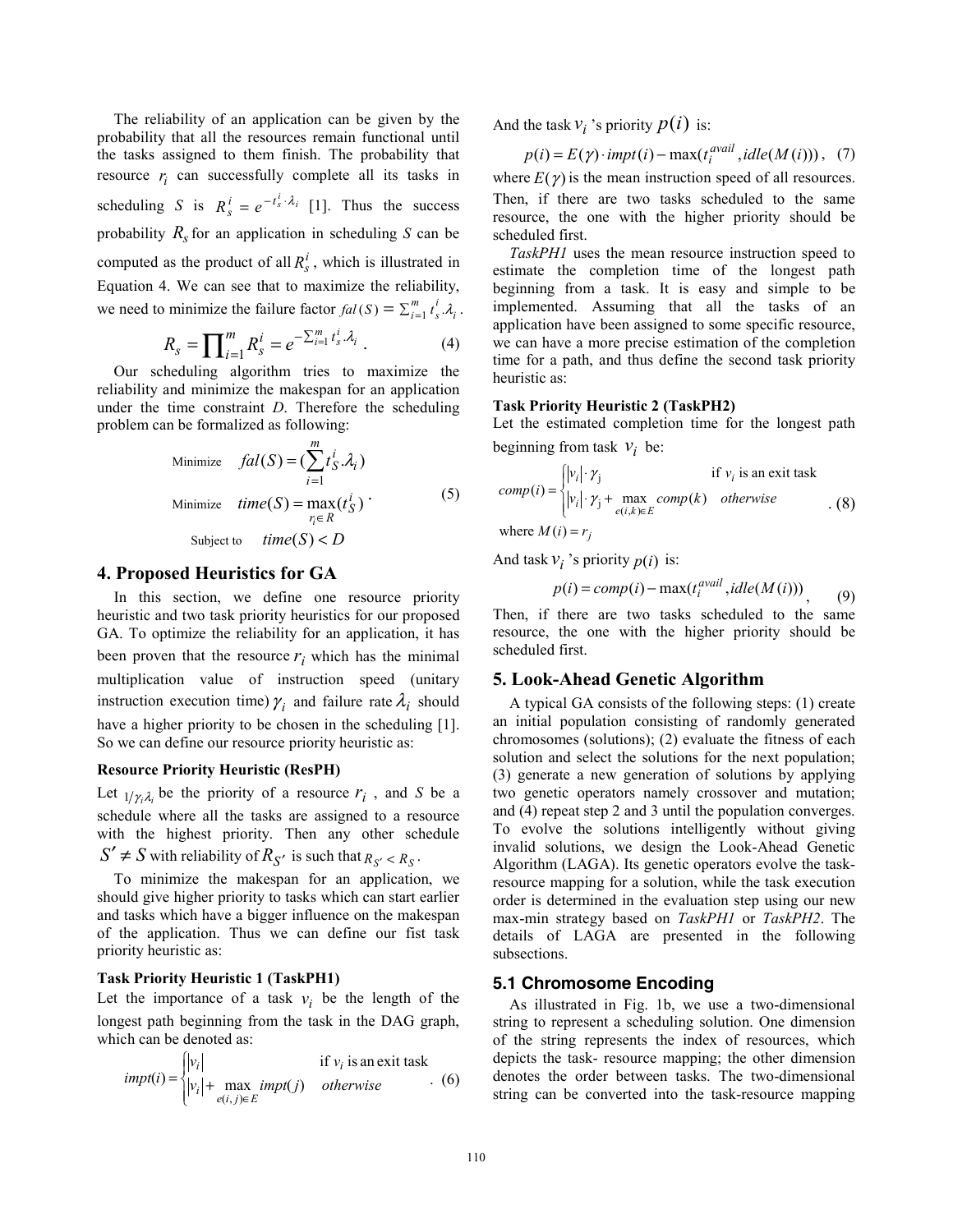The reliability of an application can be given by the probability that all the resources remain functional until the tasks assigned to them finish. The probability that resource $r_i$ can successfully complete all its tasks in scheduling $S$ is $R_s^i = e^{-t_s^i \cdot \lambda_i}$ [1]. Thus the success probability $R_s$ for an application in scheduling $S$ can be computed as the product of all $R_s^i$, which is illustrated in Equation 4. We can see that to maximize the reliability, we need to minimize the failure factor $fal(S) = \sum_{i=1}^{m} t_s^i . \lambda_i$.

$$R_s = \prod_{i=1}^{m} R_s^i = e^{-\sum_{i=1}^{m} t_s^i . \lambda_i} \; . \quad (4)$$

Our scheduling algorithm tries to maximize the reliability and minimize the makespan for an application under the time constraint $D$. Therefore the scheduling problem can be formalized as following:

$$\begin{aligned} &\text{Minimize} \quad fal(S) = (\sum_{i=1}^{m} t_S^i . \lambda_i) \\ &\text{Minimize} \quad time(S) = \max_{r_i \in R}(t_S^i) \\ &\text{Subject to} \quad time(S) < D \end{aligned} \; . \quad (5)$$

## 4. Proposed Heuristics for GA

In this section, we define one resource priority heuristic and two task priority heuristics for our proposed GA. To optimize the reliability for an application, it has been proven that the resource $r_i$ which has the minimal multiplication value of instruction speed (unitary instruction execution time) $\gamma_i$ and failure rate $\lambda_i$ should have a higher priority to be chosen in the scheduling [1]. So we can define our resource priority heuristic as:

**Resource Priority Heuristic (ResPH)**

Let $1/\gamma_i \lambda_i$ be the priority of a resource $r_i$, and $S$ be a schedule where all the tasks are assigned to a resource with the highest priority. Then any other schedule $S' \neq S$ with reliability of $R_{S'}$ is such that $R_{S'} < R_S$.

To minimize the makespan for an application, we should give higher priority to tasks which can start earlier and tasks which have a bigger influence on the makespan of the application. Thus we can define our fist task priority heuristic as:

**Task Priority Heuristic 1 (TaskPH1)**

Let the importance of a task $v_i$ be the length of the longest path beginning from the task in the DAG graph, which can be denoted as:

$$impt(i) = \begin{cases} |v_i| & \text{if } v_i \text{ is an exit task} \\ |v_i| + \max\limits_{e(i,j) \in E} impt(j) & otherwise \end{cases} \; . \quad (6)$$

And the task $v_i$'s priority $p(i)$ is:

$$p(i) = E(\gamma) \cdot impt(i) - \max(t_i^{avail}, idle(M(i))) \,, \quad (7)$$

where $E(\gamma)$ is the mean instruction speed of all resources. Then, if there are two tasks scheduled to the same resource, the one with the higher priority should be scheduled first.

*TaskPH1* uses the mean resource instruction speed to estimate the completion time of the longest path beginning from a task. It is easy and simple to be implemented. Assuming that all the tasks of an application have been assigned to some specific resource, we can have a more precise estimation of the completion time for a path, and thus define the second task priority heuristic as:

**Task Priority Heuristic 2 (TaskPH2)**

Let the estimated completion time for the longest path beginning from task $v_i$ be:

$$comp(i) = \begin{cases} |v_i| \cdot \gamma_j & \text{if } v_i \text{ is an exit task} \\ |v_i| \cdot \gamma_j + \max\limits_{e(i,k) \in E} comp(k) & otherwise \end{cases} \; . \quad (8)$$

where $M(i) = r_j$

And task $v_i$'s priority $p(i)$ is:

$$p(i) = comp(i) - \max(t_i^{avail}, idle(M(i))) \,, \quad (9)$$

Then, if there are two tasks scheduled to the same resource, the one with the higher priority should be scheduled first.

## 5. Look-Ahead Genetic Algorithm

A typical GA consists of the following steps: (1) create an initial population consisting of randomly generated chromosomes (solutions); (2) evaluate the fitness of each solution and select the solutions for the next population; (3) generate a new generation of solutions by applying two genetic operators namely crossover and mutation; and (4) repeat step 2 and 3 until the population converges. To evolve the solutions intelligently without giving invalid solutions, we design the Look-Ahead Genetic Algorithm (LAGA). Its genetic operators evolve the task-resource mapping for a solution, while the task execution order is determined in the evaluation step using our new max-min strategy based on *TaskPH1* or *TaskPH2*. The details of LAGA are presented in the following subsections.

### 5.1 Chromosome Encoding

As illustrated in Fig. 1b, we use a two-dimensional string to represent a scheduling solution. One dimension of the string represents the index of resources, which depicts the task- resource mapping; the other dimension denotes the order between tasks. The two-dimensional string can be converted into the task-resource mapping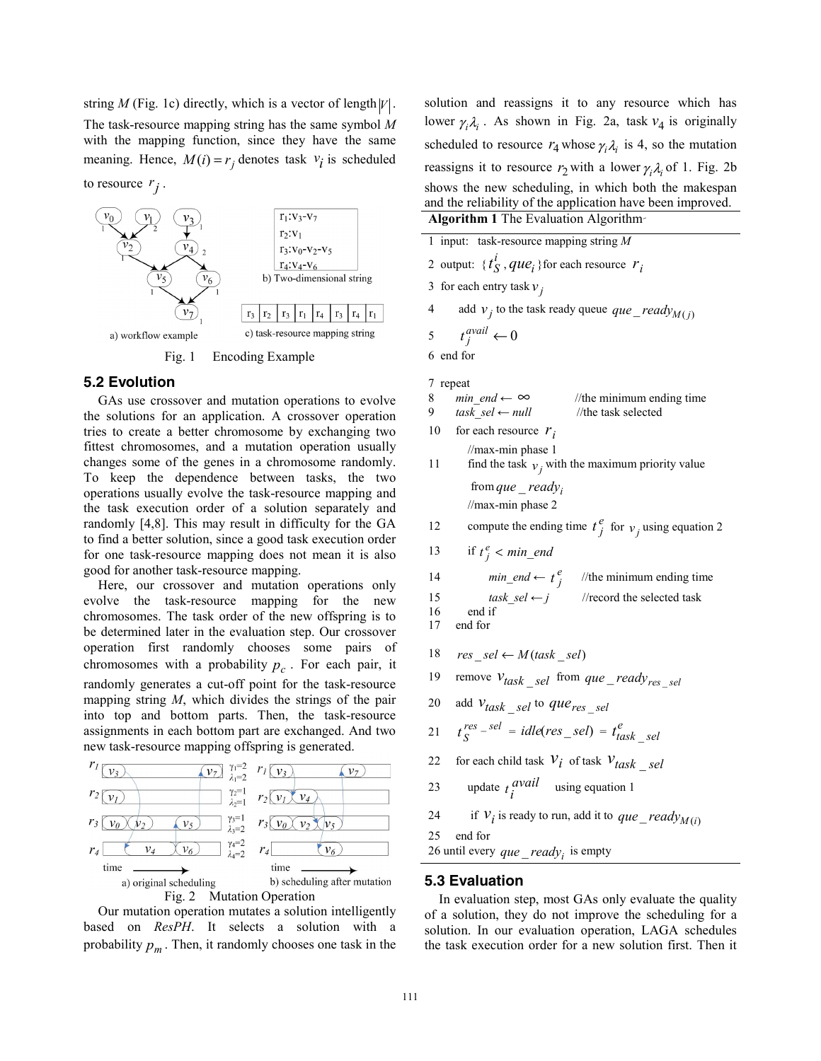string $M$ (Fig. 1c) directly, which is a vector of length $|V|$. The task-resource mapping string has the same symbol $M$ with the mapping function, since they have the same meaning. Hence, $M(i) = r_j$ denotes task $v_i$ is scheduled to resource $r_j$.

Fig. 1 Encoding Example

## 5.2 Evolution

GAs use crossover and mutation operations to evolve the solutions for an application. A crossover operation tries to create a better chromosome by exchanging two fittest chromosomes, and a mutation operation usually changes some of the genes in a chromosome randomly. To keep the dependence between tasks, the two operations usually evolve the task-resource mapping and the task execution order of a solution separately and randomly [4,8]. This may result in difficulty for the GA to find a better solution, since a good task execution order for one task-resource mapping does not mean it is also good for another task-resource mapping.

Here, our crossover and mutation operations only evolve the task-resource mapping for the new chromosomes. The task order of the new offspring is to be determined later in the evaluation step. Our crossover operation first randomly chooses some pairs of chromosomes with a probability $p_c$. For each pair, it randomly generates a cut-off point for the task-resource mapping string $M$, which divides the strings of the pair into top and bottom parts. Then, the task-resource assignments in each bottom part are exchanged. And two new task-resource mapping offspring is generated.

Fig. 2 Mutation Operation

Our mutation operation mutates a solution intelligently based on *ResPH*. It selects a solution with a probability $p_m$. Then, it randomly chooses one task in the solution and reassigns it to any resource which has lower $\gamma_i\lambda_i$. As shown in Fig. 2a, task $v_4$ is originally scheduled to resource $r_4$ whose $\gamma_i\lambda_i$ is 4, so the mutation reassigns it to resource $r_2$ with a lower $\gamma_i\lambda_i$ of 1. Fig. 2b shows the new scheduling, in which both the makespan and the reliability of the application have been improved.

**Algorithm 1** The Evaluation Algorithm

```
1  input:  task-resource mapping string M
2  output: {t_S^i, que_i} for each resource r_i
3  for each entry task v_j
4      add v_j to the task ready queue que_ready_M(j)
5      t_j^avail ← 0
6  end for
7  repeat
8      min_end ← ∞            //the minimum ending time
9      task_sel ← null         //the task selected
10     for each resource r_i
           //max-min phase 1
11         find the task v_j with the maximum priority value
           from que_ready_i
           //max-min phase 2
12         compute the ending time t_j^e for v_j using equation 2
13         if t_j^e < min_end
14             min_end ← t_j^e     //the minimum ending time
15             task_sel ← j        //record the selected task
16         end if
17     end for
18     res_sel ← M(task_sel)
19     remove v_task_sel from que_ready_res_sel
20     add v_task_sel to que_res_sel
21     t_S^res_sel = idle(res_sel) = t_task_sel^e
22     for each child task v_i of task v_task_sel
23         update t_i^avail using equation 1
24         if v_i is ready to run, add it to que_ready_M(i)
25     end for
26 until every que_ready_i is empty
```

## 5.3 Evaluation

In evaluation step, most GAs only evaluate the quality of a solution, they do not improve the scheduling for a solution. In our evaluation operation, LAGA schedules the task execution order for a new solution first. Then it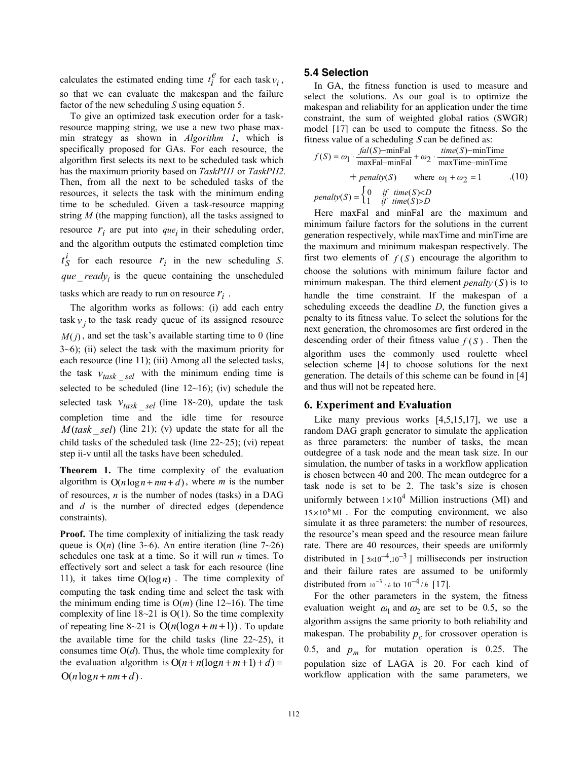calculates the estimated ending time $t_i^e$ for each task $v_i$, so that we can evaluate the makespan and the failure factor of the new scheduling *S* using equation 5.

To give an optimized task execution order for a task-resource mapping string, we use a new two phase max-min strategy as shown in *Algorithm 1*, which is specifically proposed for GAs. For each resource, the algorithm first selects its next to be scheduled task which has the maximum priority based on *TaskPH1* or *TaskPH2.* Then, from all the next to be scheduled tasks of the resources, it selects the task with the minimum ending time to be scheduled. Given a task-resource mapping string *M* (the mapping function), all the tasks assigned to resource $r_i$ are put into $que_i$ in their scheduling order, and the algorithm outputs the estimated completion time $t_S^i$ for each resource $r_i$ in the new scheduling *S*. $que\_ready_i$ is the queue containing the unscheduled tasks which are ready to run on resource $r_i$.

The algorithm works as follows: (i) add each entry task $v_j$ to the task ready queue of its assigned resource $M(j)$, and set the task's available starting time to 0 (line 3~6); (ii) select the task with the maximum priority for each resource (line 11); (iii) Among all the selected tasks, the task $v_{task\_sel}$ with the minimum ending time is selected to be scheduled (line 12~16); (iv) schedule the selected task $v_{task\_sel}$ (line 18~20), update the task completion time and the idle time for resource $M(task\_sel)$ (line 21); (v) update the state for all the child tasks of the scheduled task (line 22~25); (vi) repeat step ii-v until all the tasks have been scheduled.

**Theorem 1.** The time complexity of the evaluation algorithm is $O(n\log n + nm + d)$, where *m* is the number of resources, *n* is the number of nodes (tasks) in a DAG and *d* is the number of directed edges (dependence constraints).

**Proof.** The time complexity of initializing the task ready queue is O(*n*) (line 3~6). An entire iteration (line 7~26) schedules one task at a time. So it will run *n* times. To effectively sort and select a task for each resource (line 11), it takes time $O(\log n)$. The time complexity of computing the task ending time and select the task with the minimum ending time is O(*m*) (line 12~16). The time complexity of line 18~21 is O(1). So the time complexity of repeating line 8~21 is $O(n(\log n + m + 1))$. To update the available time for the child tasks (line 22~25), it consumes time O(*d*). Thus, the whole time complexity for the evaluation algorithm is $O(n + n(\log n + m + 1) + d) = O(n\log n + nm + d)$.

### 5.4 Selection

In GA, the fitness function is used to measure and select the solutions. As our goal is to optimize the makespan and reliability for an application under the time constraint, the sum of weighted global ratios (SWGR) model [17] can be used to compute the fitness. So the fitness value of a scheduling $S$ can be defined as:

$$f(S) = \omega_1 \cdot \frac{fal(S) - \text{minFal}}{\text{maxFal} - \text{minFal}} + \omega_2 \cdot \frac{time(S) - \text{minTime}}{\text{maxTime} - \text{minTime}} + penalty(S) \quad \text{where } \omega_1 + \omega_2 = 1 \qquad (10)$$

$$penalty(S) = \begin{cases} 0 & if \;\; time(S) < D \\ 1 & if \;\; time(S) > D \end{cases}$$

Here maxFal and minFal are the maximum and minimum failure factors for the solutions in the current generation respectively, while maxTime and minTime are the maximum and minimum makespan respectively. The first two elements of $f(S)$ encourage the algorithm to choose the solutions with minimum failure factor and minimum makespan. The third element $penalty(S)$ is to handle the time constraint. If the makespan of a scheduling exceeds the deadline *D*, the function gives a penalty to its fitness value. To select the solutions for the next generation, the chromosomes are first ordered in the descending order of their fitness value $f(S)$. Then the algorithm uses the commonly used roulette wheel selection scheme [4] to choose solutions for the next generation. The details of this scheme can be found in [4] and thus will not be repeated here.

## 6. Experiment and Evaluation

Like many previous works [4,5,15,17], we use a random DAG graph generator to simulate the application as three parameters: the number of tasks, the mean outdegree of a task node and the mean task size. In our simulation, the number of tasks in a workflow application is chosen between 40 and 200. The mean outdegree for a task node is set to be 2. The task's size is chosen uniformly between $1\times10^4$ Million instructions (MI) and $15\times10^6$ MI. For the computing environment, we also simulate it as three parameters: the number of resources, the resource's mean speed and the resource mean failure rate. There are 40 resources, their speeds are uniformly distributed in $[5\times10^{-4}, 10^{-3}]$ milliseconds per instruction and their failure rates are assumed to be uniformly distributed from $10^{-3}/h$ to $10^{-4}/h$ [17].

For the other parameters in the system, the fitness evaluation weight $\omega_1$ and $\omega_2$ are set to be 0.5, so the algorithm assigns the same priority to both reliability and makespan. The probability $p_c$ for crossover operation is 0.5, and $p_m$ for mutation operation is 0.25. The population size of LAGA is 20. For each kind of workflow application with the same parameters, we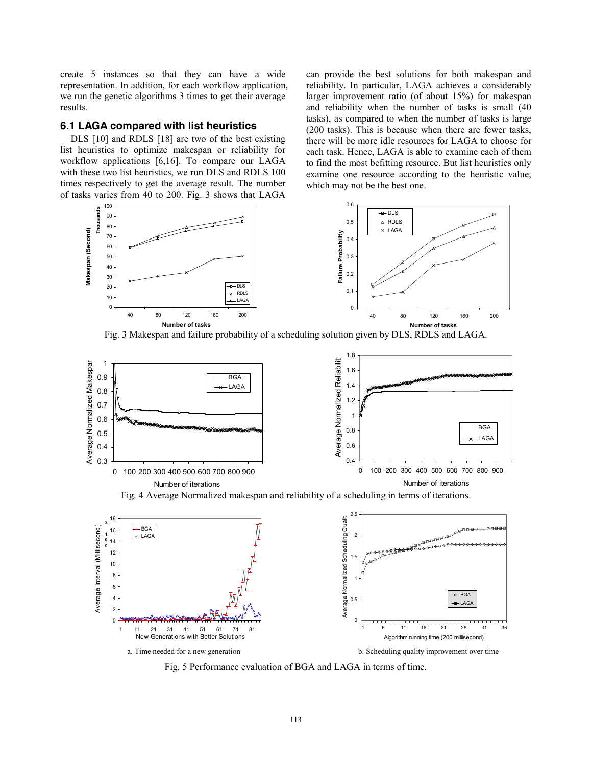create 5 instances so that they can have a wide representation. In addition, for each workflow application, we run the genetic algorithms 3 times to get their average results.

### 6.1 LAGA compared with list heuristics

DLS [10] and RDLS [18] are two of the best existing list heuristics to optimize makespan or reliability for workflow applications [6,16]. To compare our LAGA with these two list heuristics, we run DLS and RDLS 100 times respectively to get the average result. The number of tasks varies from 40 to 200. Fig. 3 shows that LAGA can provide the best solutions for both makespan and reliability. In particular, LAGA achieves a considerably larger improvement ratio (of about 15%) for makespan and reliability when the number of tasks is small (40 tasks), as compared to when the number of tasks is large (200 tasks). This is because when there are fewer tasks, there will be more idle resources for LAGA to choose for each task. Hence, LAGA is able to examine each of them to find the most befitting resource. But list heuristics only examine one resource according to the heuristic value, which may not be the best one.

Fig. 3 Makespan and failure probability of a scheduling solution given by DLS, RDLS and LAGA.

Fig. 4 Average Normalized makespan and reliability of a scheduling in terms of iterations.

a. Time needed for a new generation

b. Scheduling quality improvement over time

Fig. 5 Performance evaluation of BGA and LAGA in terms of time.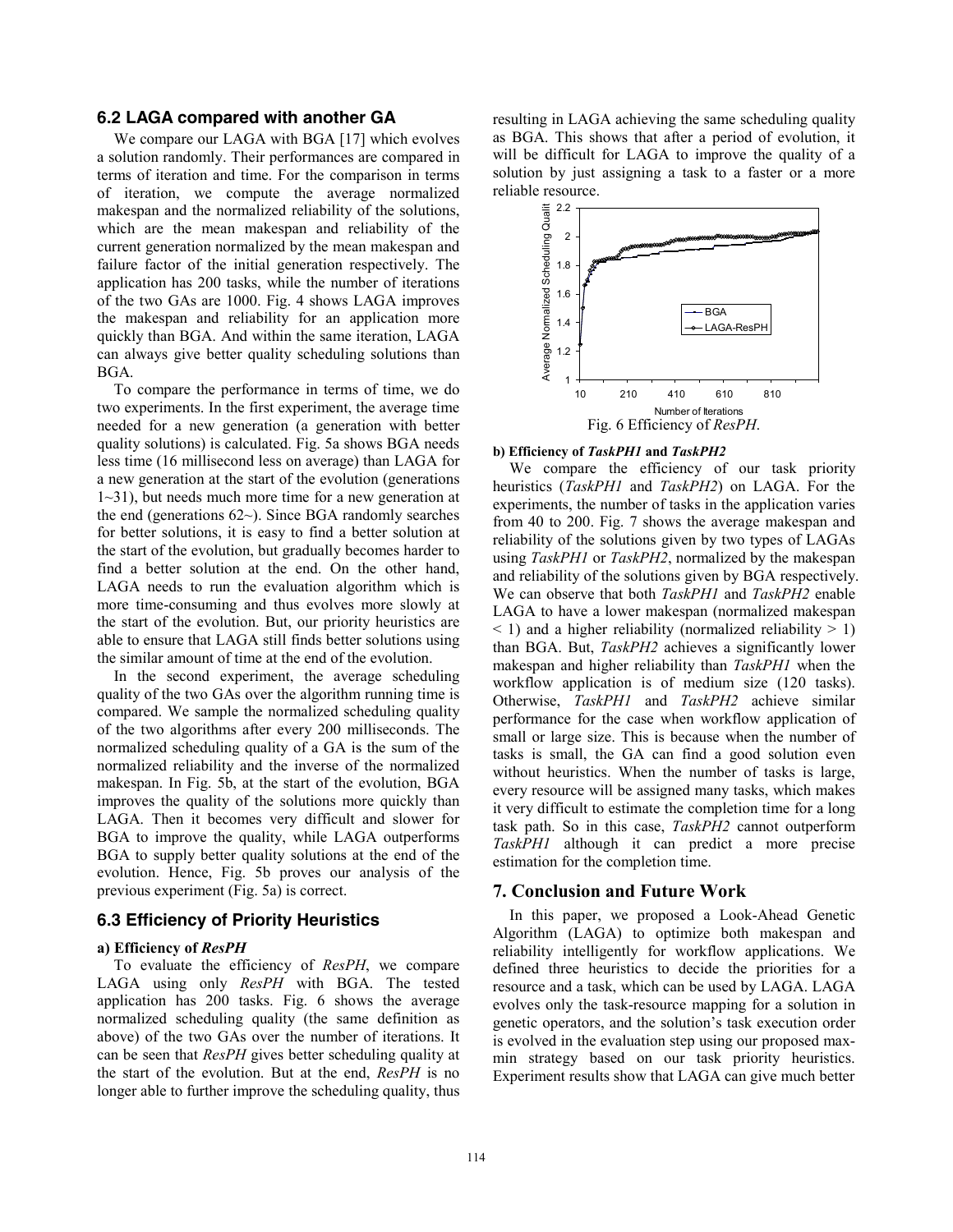## 6.2 LAGA compared with another GA

We compare our LAGA with BGA [17] which evolves a solution randomly. Their performances are compared in terms of iteration and time. For the comparison in terms of iteration, we compute the average normalized makespan and the normalized reliability of the solutions, which are the mean makespan and reliability of the current generation normalized by the mean makespan and failure factor of the initial generation respectively. The application has 200 tasks, while the number of iterations of the two GAs are 1000. Fig. 4 shows LAGA improves the makespan and reliability for an application more quickly than BGA. And within the same iteration, LAGA can always give better quality scheduling solutions than BGA.

To compare the performance in terms of time, we do two experiments. In the first experiment, the average time needed for a new generation (a generation with better quality solutions) is calculated. Fig. 5a shows BGA needs less time (16 millisecond less on average) than LAGA for a new generation at the start of the evolution (generations 1~31), but needs much more time for a new generation at the end (generations 62~). Since BGA randomly searches for better solutions, it is easy to find a better solution at the start of the evolution, but gradually becomes harder to find a better solution at the end. On the other hand, LAGA needs to run the evaluation algorithm which is more time-consuming and thus evolves more slowly at the start of the evolution. But, our priority heuristics are able to ensure that LAGA still finds better solutions using the similar amount of time at the end of the evolution.

In the second experiment, the average scheduling quality of the two GAs over the algorithm running time is compared. We sample the normalized scheduling quality of the two algorithms after every 200 milliseconds. The normalized scheduling quality of a GA is the sum of the normalized reliability and the inverse of the normalized makespan. In Fig. 5b, at the start of the evolution, BGA improves the quality of the solutions more quickly than LAGA. Then it becomes very difficult and slower for BGA to improve the quality, while LAGA outperforms BGA to supply better quality solutions at the end of the evolution. Hence, Fig. 5b proves our analysis of the previous experiment (Fig. 5a) is correct.

## 6.3 Efficiency of Priority Heuristics

**a) Efficiency of *ResPH***

To evaluate the efficiency of *ResPH*, we compare LAGA using only *ResPH* with BGA. The tested application has 200 tasks. Fig. 6 shows the average normalized scheduling quality (the same definition as above) of the two GAs over the number of iterations. It can be seen that *ResPH* gives better scheduling quality at the start of the evolution. But at the end, *ResPH* is no longer able to further improve the scheduling quality, thus resulting in LAGA achieving the same scheduling quality as BGA. This shows that after a period of evolution, it will be difficult for LAGA to improve the quality of a solution by just assigning a task to a faster or a more reliable resource.

Fig. 6 Efficiency of *ResPH*.

**b) Efficiency of *TaskPH1* and *TaskPH2***

We compare the efficiency of our task priority heuristics (*TaskPH1* and *TaskPH2*) on LAGA. For the experiments, the number of tasks in the application varies from 40 to 200. Fig. 7 shows the average makespan and reliability of the solutions given by two types of LAGAs using *TaskPH1* or *TaskPH2*, normalized by the makespan and reliability of the solutions given by BGA respectively. We can observe that both *TaskPH1* and *TaskPH2* enable LAGA to have a lower makespan (normalized makespan < 1) and a higher reliability (normalized reliability > 1) than BGA. But, *TaskPH2* achieves a significantly lower makespan and higher reliability than *TaskPH1* when the workflow application is of medium size (120 tasks). Otherwise, *TaskPH1* and *TaskPH2* achieve similar performance for the case when workflow application of small or large size. This is because when the number of tasks is small, the GA can find a good solution even without heuristics. When the number of tasks is large, every resource will be assigned many tasks, which makes it very difficult to estimate the completion time for a long task path. So in this case, *TaskPH2* cannot outperform *TaskPH1* although it can predict a more precise estimation for the completion time.

# 7. Conclusion and Future Work

In this paper, we proposed a Look-Ahead Genetic Algorithm (LAGA) to optimize both makespan and reliability intelligently for workflow applications. We defined three heuristics to decide the priorities for a resource and a task, which can be used by LAGA. LAGA evolves only the task-resource mapping for a solution in genetic operators, and the solution's task execution order is evolved in the evaluation step using our proposed max-min strategy based on our task priority heuristics. Experiment results show that LAGA can give much better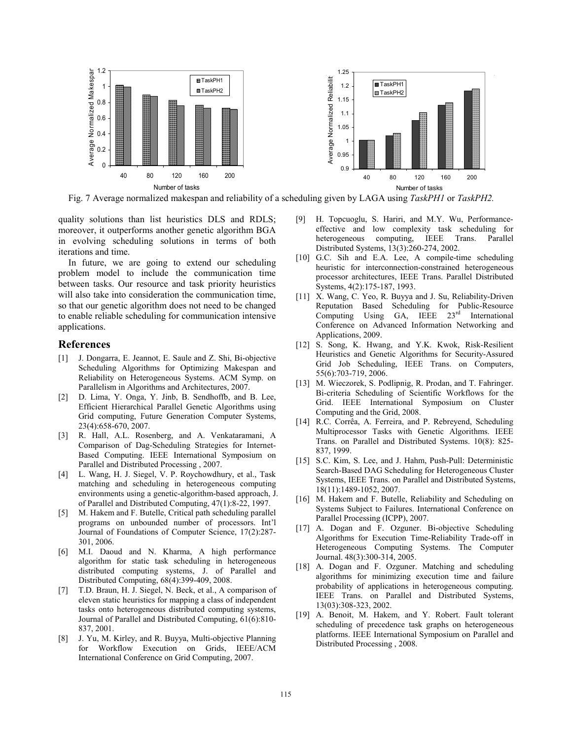Average Normalized Makespan
1.2
1
0.8
0.6
0.4
0.2
0
40 80 120 160 200
Number of tasks
TaskPH1
TaskPH2

Average Normalized Reliability
1.25
1.2
1.15
1.1
1.05
1
0.95
0.9
40 80 120 160 200
Number of tasks
TaskPH1
TaskPH2

Fig. 7 Average normalized makespan and reliability of a scheduling given by LAGA using *TaskPH1* or *TaskPH2.*

quality solutions than list heuristics DLS and RDLS; moreover, it outperforms another genetic algorithm BGA in evolving scheduling solutions in terms of both iterations and time.

In future, we are going to extend our scheduling problem model to include the communication time between tasks. Our resource and task priority heuristics will also take into consideration the communication time, so that our genetic algorithm does not need to be changed to enable reliable scheduling for communication intensive applications.

## References

[1] J. Dongarra, E. Jeannot, E. Saule and Z. Shi, Bi-objective Scheduling Algorithms for Optimizing Makespan and Reliability on Heterogeneous Systems. ACM Symp. on Parallelism in Algorithms and Architectures, 2007.

[2] D. Lima, Y. Onga, Y. Jinb, B. Sendhoffb, and B. Lee, Efficient Hierarchical Parallel Genetic Algorithms using Grid computing, Future Generation Computer Systems, 23(4):658-670, 2007.

[3] R. Hall, A.L. Rosenberg, and A. Venkataramani, A Comparison of Dag-Scheduling Strategies for Internet-Based Computing. IEEE International Symposium on Parallel and Distributed Processing , 2007.

[4] L. Wang, H. J. Siegel, V. P. Roychowdhury, et al., Task matching and scheduling in heterogeneous computing environments using a genetic-algorithm-based approach, J. of Parallel and Distributed Computing, 47(1):8-22, 1997.

[5] M. Hakem and F. Butelle, Critical path scheduling parallel programs on unbounded number of processors. Int'l Journal of Foundations of Computer Science, 17(2):287-301, 2006.

[6] M.I. Daoud and N. Kharma, A high performance algorithm for static task scheduling in heterogeneous distributed computing systems, J. of Parallel and Distributed Computing, 68(4):399-409, 2008.

[7] T.D. Braun, H. J. Siegel, N. Beck, et al., A comparison of eleven static heuristics for mapping a class of independent tasks onto heterogeneous distributed computing systems, Journal of Parallel and Distributed Computing, 61(6):810-837, 2001.

[8] J. Yu, M. Kirley, and R. Buyya, Multi-objective Planning for Workflow Execution on Grids, IEEE/ACM International Conference on Grid Computing, 2007.

[9] H. Topcuoglu, S. Hariri, and M.Y. Wu, Performance-effective and low complexity task scheduling for heterogeneous computing, IEEE Trans. Parallel Distributed Systems, 13(3):260-274, 2002.

[10] G.C. Sih and E.A. Lee, A compile-time scheduling heuristic for interconnection-constrained heterogeneous processor architectures, IEEE Trans. Parallel Distributed Systems, 4(2):175-187, 1993.

[11] X. Wang, C. Yeo, R. Buyya and J. Su, Reliability-Driven Reputation Based Scheduling for Public-Resource Computing Using GA, IEEE 23rd International Conference on Advanced Information Networking and Applications, 2009.

[12] S. Song, K. Hwang, and Y.K. Kwok, Risk-Resilient Heuristics and Genetic Algorithms for Security-Assured Grid Job Scheduling, IEEE Trans. on Computers, 55(6):703-719, 2006.

[13] M. Wieczorek, S. Podlipnig, R. Prodan, and T. Fahringer. Bi-criteria Scheduling of Scientific Workflows for the Grid. IEEE International Symposium on Cluster Computing and the Grid, 2008.

[14] R.C. Corrêa, A. Ferreira, and P. Rebreyend, Scheduling Multiprocessor Tasks with Genetic Algorithms. IEEE Trans. on Parallel and Distributed Systems. 10(8): 825-837, 1999.

[15] S.C. Kim, S. Lee, and J. Hahm, Push-Pull: Deterministic Search-Based DAG Scheduling for Heterogeneous Cluster Systems, IEEE Trans. on Parallel and Distributed Systems, 18(11):1489-1052, 2007.

[16] M. Hakem and F. Butelle, Reliability and Scheduling on Systems Subject to Failures. International Conference on Parallel Processing (ICPP), 2007.

[17] A. Dogan and F. Ozguner. Bi-objective Scheduling Algorithms for Execution Time-Reliability Trade-off in Heterogeneous Computing Systems. The Computer Journal. 48(3):300-314, 2005.

[18] A. Dogan and F. Ozguner. Matching and scheduling algorithms for minimizing execution time and failure probability of applications in heterogeneous computing. IEEE Trans. on Parallel and Distributed Systems, 13(03):308-323, 2002.

[19] A. Benoit, M. Hakem, and Y. Robert. Fault tolerant scheduling of precedence task graphs on heterogeneous platforms. IEEE International Symposium on Parallel and Distributed Processing , 2008.